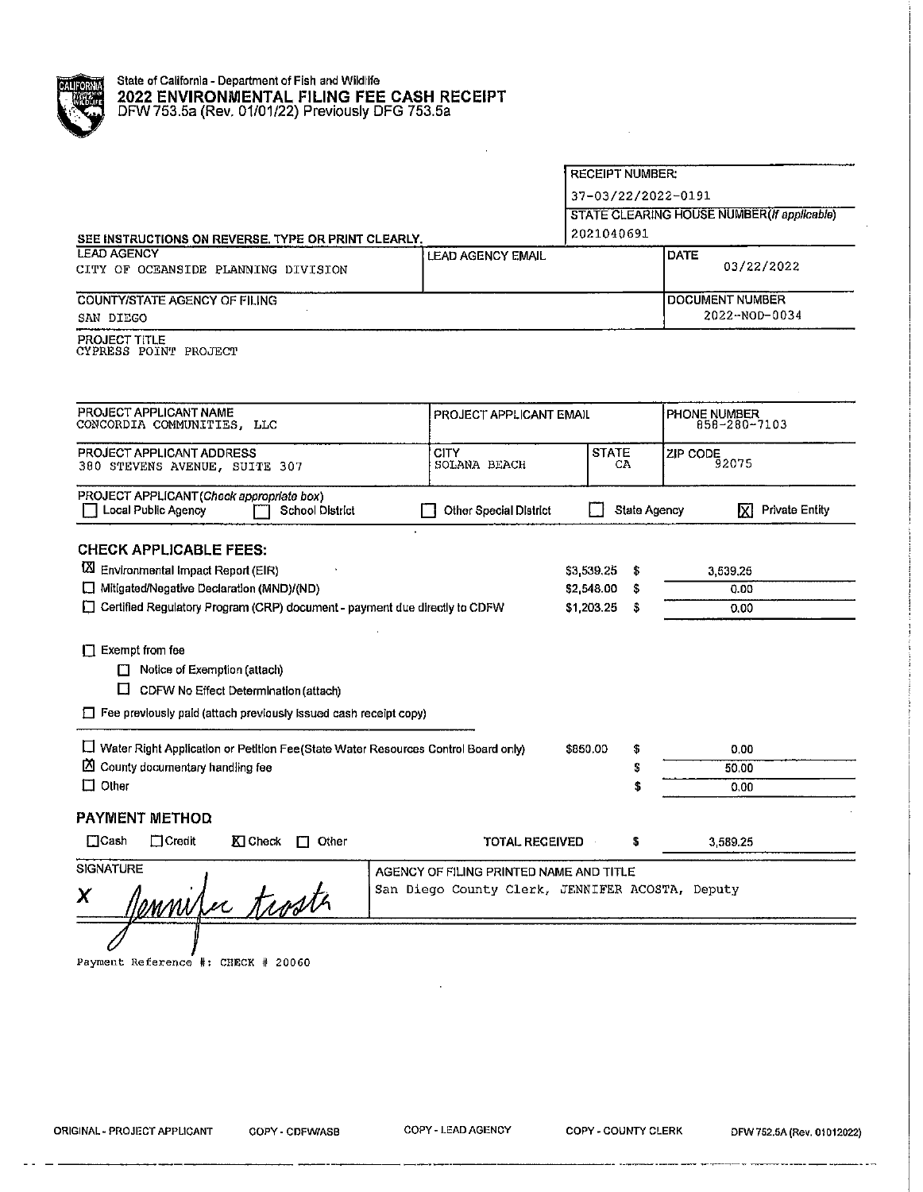State of California - Department of Fish and Wildlife
**2022 ENVIRONMENTAL FILING FEE CASH RECEIPT**
DFW 753.5a (Rev. 01/01/22) Previously DFG 753.5a

| RECEIPT NUMBER: |
|---|
| 37-03/22/2022-0191 |
| STATE CLEARING HOUSE NUMBER *(If applicable)* |
| 2021040691 |

SEE INSTRUCTIONS ON REVERSE. TYPE OR PRINT CLEARLY.

| LEAD AGENCY | LEAD AGENCY EMAIL | DATE |
|---|---|---|
| CITY OF OCEANSIDE PLANNING DIVISION | | 03/22/2022 |

| COUNTY/STATE AGENCY OF FILING | DOCUMENT NUMBER |
|---|---|
| SAN DIEGO | 2022-NOD-0034 |

PROJECT TITLE
CYPRESS POINT PROJECT

| PROJECT APPLICANT NAME | PROJECT APPLICANT EMAIL | | PHONE NUMBER |
|---|---|---|---|
| CONCORDIA COMMUNITIES, LLC | | | 858-280-7103 |
| **PROJECT APPLICANT ADDRESS** | **CITY** | **STATE** | **ZIP CODE** |
| 380 STEVENS AVENUE, SUITE 307 | SOLANA BEACH | CA | 92075 |

PROJECT APPLICANT *(Check appropriate box)*
- [ ] Local Public Agency
- [ ] School District
- [ ] Other Special District
- [ ] State Agency
- [X] Private Entity

## CHECK APPLICABLE FEES:

| | | |
|---|---|---|
| [X] Environmental Impact Report (EIR) | $3,539.25 | $ 3,539.25 |
| [ ] Mitigated/Negative Declaration (MND)/(ND) | $2,548.00 | $ 0.00 |
| [ ] Certified Regulatory Program (CRP) document - payment due directly to CDFW | $1,203.25 | $ 0.00 |

- [ ] Exempt from fee
  - [ ] Notice of Exemption (attach)
  - [ ] CDFW No Effect Determination (attach)
- [ ] Fee previously paid (attach previously issued cash receipt copy)

| | | |
|---|---|---|
| [ ] Water Right Application or Petition Fee (State Water Resources Control Board only) | $850.00 | $ 0.00 |
| [X] County documentary handling fee | | $ 50.00 |
| [ ] Other | | $ 0.00 |

## PAYMENT METHOD

- [ ] Cash
- [ ] Credit
- [X] Check
- [ ] Other

TOTAL RECEIVED $ 3,589.25

| SIGNATURE | AGENCY OF FILING PRINTED NAME AND TITLE |
|---|---|
| X Jennifer Acosta | San Diego County Clerk, JENNIFER ACOSTA, Deputy |

Payment Reference #: CHECK # 20060

ORIGINAL - PROJECT APPLICANT  COPY - CDFW/ASB  COPY - LEAD AGENCY  COPY - COUNTY CLERK  DFW 752.5A (Rev. 01012022)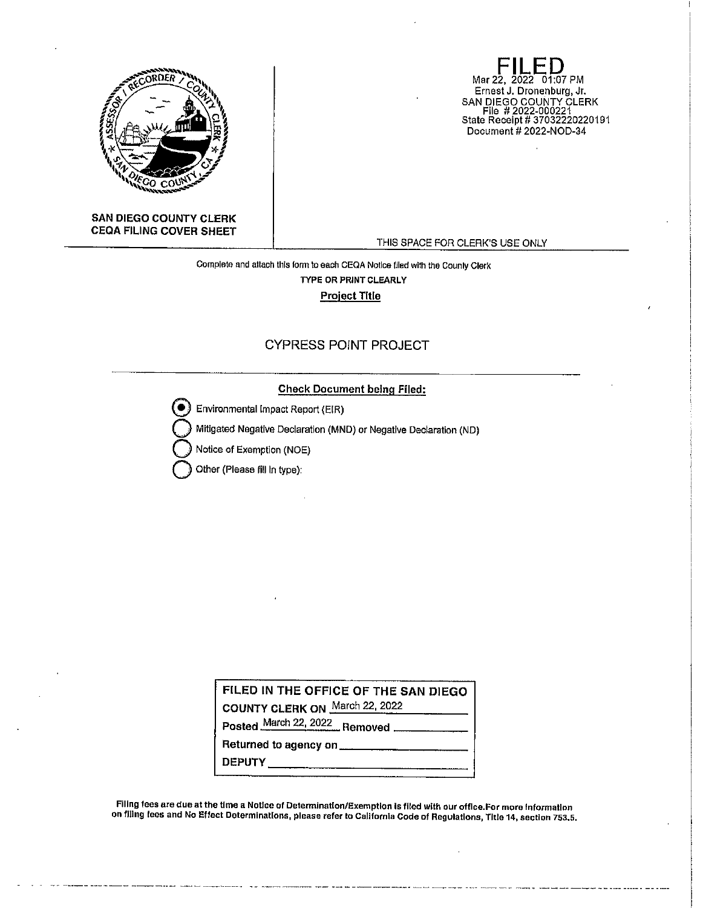**SAN DIEGO COUNTY CLERK**
**CEQA FILING COVER SHEET**

**FILED**
Mar 22, 2022 01:07 PM
Ernest J. Dronenburg, Jr.
SAN DIEGO COUNTY CLERK
File # 2022-000221
State Receipt # 37032220220191
Document # 2022-NOD-34

THIS SPACE FOR CLERK'S USE ONLY

Complete and attach this form to each CEQA Notice filed with the County Clerk

TYPE OR PRINT CLEARLY

**Project Title**

CYPRESS POINT PROJECT

**Check Document being Filed:**

- (●) Environmental Impact Report (EIR)
- ( ) Mitigated Negative Declaration (MND) or Negative Declaration (ND)
- ( ) Notice of Exemption (NOE)
- ( ) Other (Please fill in type):

| **FILED IN THE OFFICE OF THE SAN DIEGO COUNTY CLERK ON** March 22, 2022 |
|---|
| **Posted** March 22, 2022 **Removed** ____________ |
| **Returned to agency on** ____________ |
| **DEPUTY** ____________ |

**Filing fees are due at the time a Notice of Determination/Exemption is filed with our office.For more information on filing fees and No Effect Determinations, please refer to California Code of Regulations, Title 14, section 753.5.**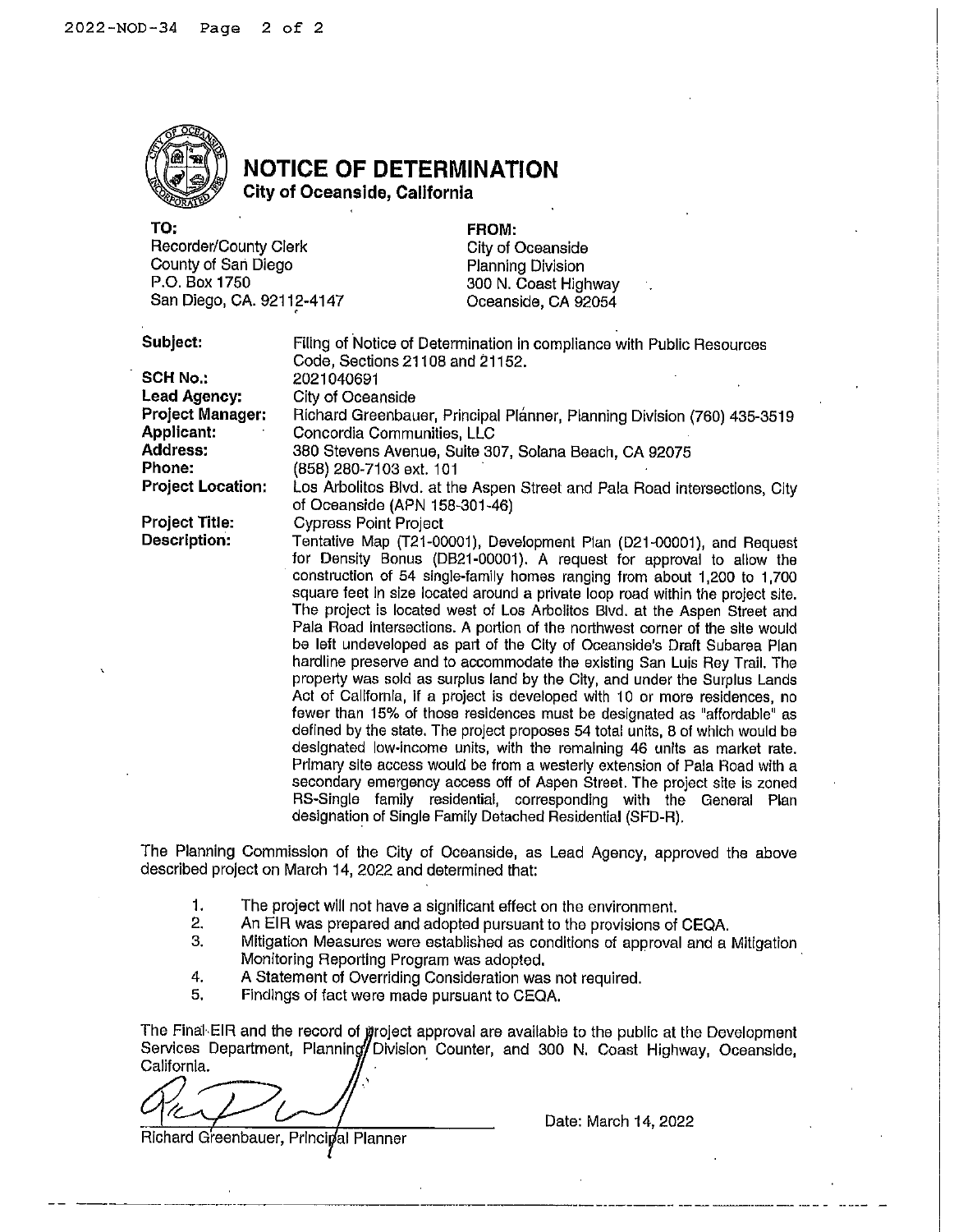# NOTICE OF DETERMINATION

**City of Oceanside, California**

**TO:**
Recorder/County Clerk
County of San Diego
P.O. Box 1750
San Diego, CA. 92112-4147

**FROM:**
City of Oceanside
Planning Division
300 N. Coast Highway
Oceanside, CA 92054

**Subject:** Filing of Notice of Determination in compliance with Public Resources Code, Sections 21108 and 21152.

**SCH No.:** 2021040691

**Lead Agency:** City of Oceanside

**Project Manager:** Richard Greenbauer, Principal Planner, Planning Division (760) 435-3519

**Applicant:** Concordia Communities, LLC

**Address:** 380 Stevens Avenue, Suite 307, Solana Beach, CA 92075

**Phone:** (858) 280-7103 ext. 101

**Project Location:** Los Arbolitos Blvd. at the Aspen Street and Pala Road intersections, City of Oceanside (APN 158-301-46)

**Project Title:** Cypress Point Project

**Description:** Tentative Map (T21-00001), Development Plan (D21-00001), and Request for Density Bonus (DB21-00001). A request for approval to allow the construction of 54 single-family homes ranging from about 1,200 to 1,700 square feet in size located around a private loop road within the project site. The project is located west of Los Arbolitos Blvd. at the Aspen Street and Pala Road intersections. A portion of the northwest corner of the site would be left undeveloped as part of the City of Oceanside's Draft Subarea Plan hardline preserve and to accommodate the existing San Luis Rey Trail. The property was sold as surplus land by the City, and under the Surplus Lands Act of California, if a project is developed with 10 or more residences, no fewer than 15% of those residences must be designated as "affordable" as defined by the state. The project proposes 54 total units, 8 of which would be designated low-income units, with the remaining 46 units as market rate. Primary site access would be from a westerly extension of Pala Road with a secondary emergency access off of Aspen Street. The project site is zoned RS-Single family residential, corresponding with the General Plan designation of Single Family Detached Residential (SFD-R).

The Planning Commission of the City of Oceanside, as Lead Agency, approved the above described project on March 14, 2022 and determined that:

1. The project will not have a significant effect on the environment.
2. An EIR was prepared and adopted pursuant to the provisions of CEQA.
3. Mitigation Measures were established as conditions of approval and a Mitigation Monitoring Reporting Program was adopted.
4. A Statement of Overriding Consideration was not required.
5. Findings of fact were made pursuant to CEQA.

The Final EIR and the record of project approval are available to the public at the Development Services Department, Planning Division Counter, and 300 N. Coast Highway, Oceanside, California.

Richard Greenbauer, Principal Planner

Date: March 14, 2022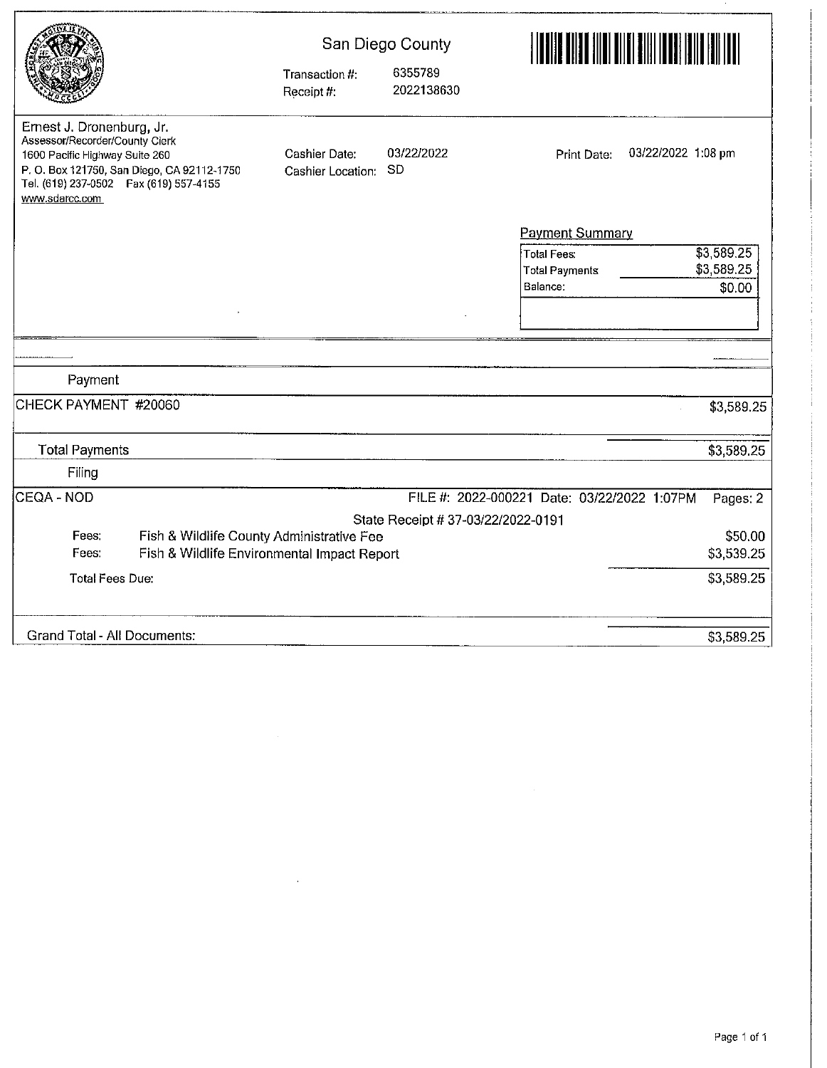San Diego County

Transaction #: 6355789
Receipt #: 2022138630

Ernest J. Dronenburg, Jr.
Assessor/Recorder/County Clerk
1600 Pacific Highway Suite 260
P. O. Box 121750, San Diego, CA 92112-1750
Tel. (619) 237-0502 Fax (619) 557-4155
www.sdarcc.com

Cashier Date: 03/22/2022
Cashier Location: SD

Print Date: 03/22/2022 1:08 pm

**Payment Summary**

| | |
|---|---|
| Total Fees: | $3,589.25 |
| Total Payments | $3,589.25 |
| Balance: | $0.00 |

Payment

| | |
|---|---|
| CHECK PAYMENT #20060 | $3,589.25 |
| Total Payments | $3,589.25 |

Filing

CEQA - NOD — FILE #: 2022-000221 Date: 03/22/2022 1:07PM — Pages: 2

State Receipt # 37-03/22/2022-0191

| | | |
|---|---|---|
| Fees: | Fish & Wildlife County Administrative Fee | $50.00 |
| Fees: | Fish & Wildlife Environmental Impact Report | $3,539.25 |
| Total Fees Due: | | $3,589.25 |

Grand Total - All Documents: $3,589.25